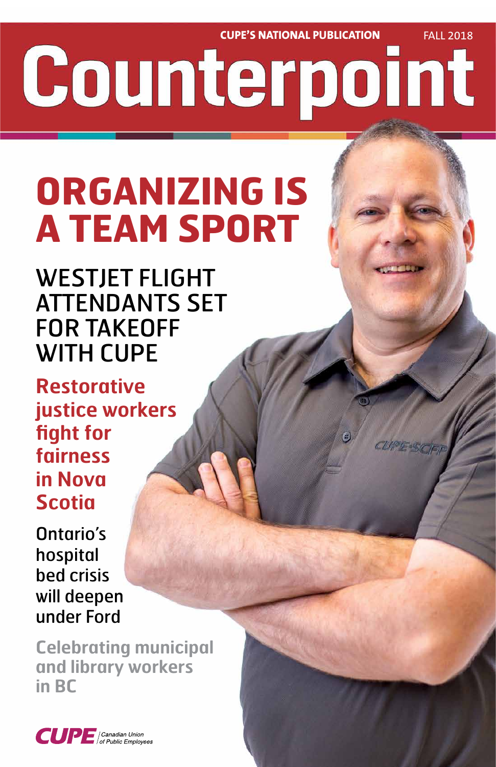CUPE'S NATIONAL PUBLICATION FALL 2018

# Counterpoint

## ORGANIZING IS A TEAM SPORT

### WESTJET FLIGHT ATTENDANTS SET FOR TAKEOFF WITH CUPE

**Restorative justice workers fight for fairness in Nova Scotia**

Ontario's hospital bed crisis will deepen under Ford

**Celebrating municipal and library workers in BC**

CUPE Canadian Union of Public Employees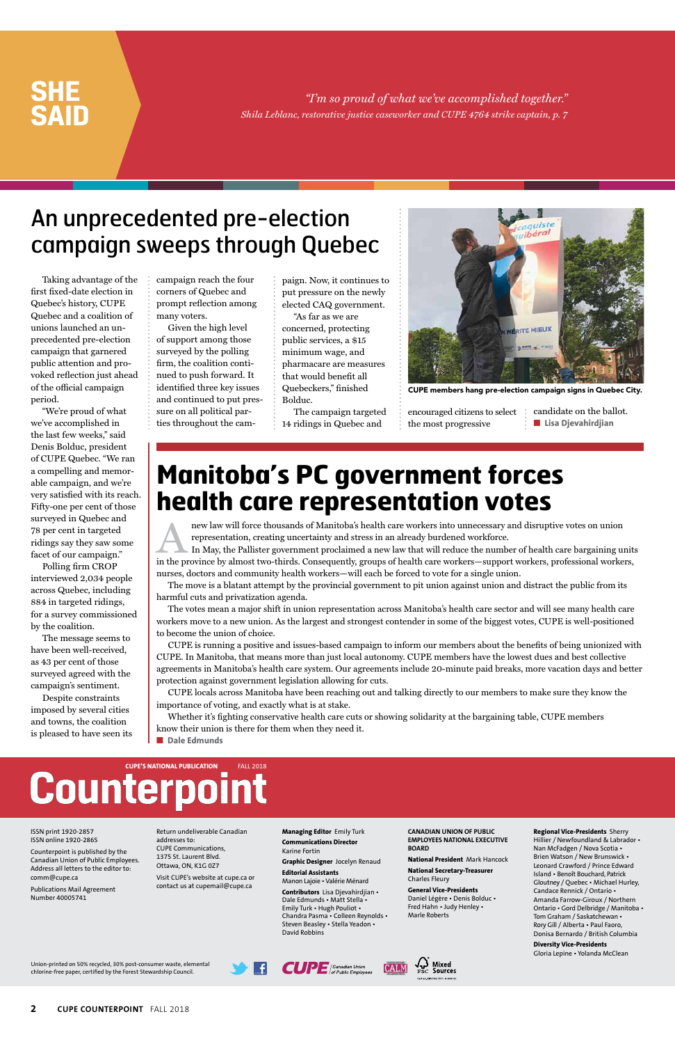**SHE SAID**

*"I'm so proud of what we've accomplished together."*
*Shila Leblanc, restorative justice caseworker and CUPE 4764 strike captain, p. 7*

# An unprecedented pre-election campaign sweeps through Quebec

Taking advantage of the first fixed-date election in Quebec's history, CUPE Quebec and a coalition of unions launched an unprecedented pre-election campaign that garnered public attention and provoked reflection just ahead of the official campaign period.

"We're proud of what we've accomplished in the last few weeks," said Denis Bolduc, president of CUPE Quebec. "We ran a compelling and memorable campaign, and we're very satisfied with its reach. Fifty-one per cent of those surveyed in Quebec and 78 per cent in targeted ridings say they saw some facet of our campaign."

Polling firm CROP interviewed 2,034 people across Quebec, including 884 in targeted ridings, for a survey commissioned by the coalition.

The message seems to have been well-received, as 43 per cent of those surveyed agreed with the campaign's sentiment.

Despite constraints imposed by several cities and towns, the coalition is pleased to have seen its campaign reach the four corners of Quebec and prompt reflection among many voters.

Given the high level of support among those surveyed by the polling firm, the coalition continued to push forward. It identified three key issues and continued to put pressure on all political parties throughout the campaign. Now, it continues to put pressure on the newly elected CAQ government.

"As far as we are concerned, protecting public services, a $15 minimum wage, and pharmacare are measures that would benefit all Quebeckers," finished Bolduc.

The campaign targeted 14 ridings in Quebec and encouraged citizens to select the most progressive candidate on the ballot.

■ Lisa Djevahirdjian

CUPE members hang pre-election campaign signs in Quebec City.

# Manitoba's PC government forces health care representation votes

A new law will force thousands of Manitoba's health care workers into unnecessary and disruptive votes on union representation, creating uncertainty and stress in an already burdened workforce.

In May, the Pallister government proclaimed a new law that will reduce the number of health care bargaining units in the province by almost two-thirds. Consequently, groups of health care workers—support workers, professional workers, nurses, doctors and community health workers—will each be forced to vote for a single union.

The move is a blatant attempt by the provincial government to pit union against union and distract the public from its harmful cuts and privatization agenda.

The votes mean a major shift in union representation across Manitoba's health care sector and will see many health care workers move to a new union. As the largest and strongest contender in some of the biggest votes, CUPE is well-positioned to become the union of choice.

CUPE is running a positive and issues-based campaign to inform our members about the benefits of being unionized with CUPE. In Manitoba, that means more than just local autonomy. CUPE members have the lowest dues and best collective agreements in Manitoba's health care system. Our agreements include 20-minute paid breaks, more vacation days and better protection against government legislation allowing for cuts.

CUPE locals across Manitoba have been reaching out and talking directly to our members to make sure they know the importance of voting, and exactly what is at stake.

Whether it's fighting conservative health care cuts or showing solidarity at the bargaining table, CUPE members know their union is there for them when they need it.

■ Dale Edmunds

**CUPE'S NATIONAL PUBLICATION** FALL 2018

# Counterpoint

ISSN print 1920-2857
ISSN online 1920-2865

Counterpoint is published by the Canadian Union of Public Employees. Address all letters to the editor to: comm@cupe.ca

Publications Mail Agreement Number 40005741

Return undeliverable Canadian addresses to:
CUPE Communications,
1375 St. Laurent Blvd.
Ottawa, ON, K1G 0Z7

Visit CUPE's website at cupe.ca or contact us at cupemail@cupe.ca

**Managing Editor** Emily Turk
**Communications Director** Karine Fortin
**Graphic Designer** Jocelyn Renaud
**Editorial Assistants** Manon Lajoie • Valérie Ménard
**Contributors** Lisa Djevahirdjian • Dale Edmunds • Matt Stella • Emily Turk • Hugh Pouliot • Chandra Pasma • Colleen Reynolds • Steven Beasley • Stella Yeadon • David Robbins

**CANADIAN UNION OF PUBLIC EMPLOYEES NATIONAL EXECUTIVE BOARD**
**National President** Mark Hancock
**National Secretary-Treasurer** Charles Fleury
**General Vice-Presidents** Daniel Légère • Denis Bolduc • Fred Hahn • Judy Henley • Marle Roberts

**Regional Vice-Presidents** Sherry Hillier / Newfoundland & Labrador • Nan McFadgen / Nova Scotia • Brien Watson / New Brunswick • Leonard Crawford / Prince Edward Island • Benoît Bouchard, Patrick Gloutney / Quebec • Michael Hurley, Candace Rennick / Ontario • Amanda Farrow-Giroux / Northern Ontario • Gord Delbridge / Manitoba • Tom Graham / Saskatchewan • Rory Gill / Alberta • Paul Faoro, Donisa Bernardo / British Columbia
**Diversity Vice-Presidents** Gloria Lepine • Yolanda McClean

Union-printed on 50% recycled, 30% post-consumer waste, elemental chlorine-free paper, certified by the Forest Stewardship Council.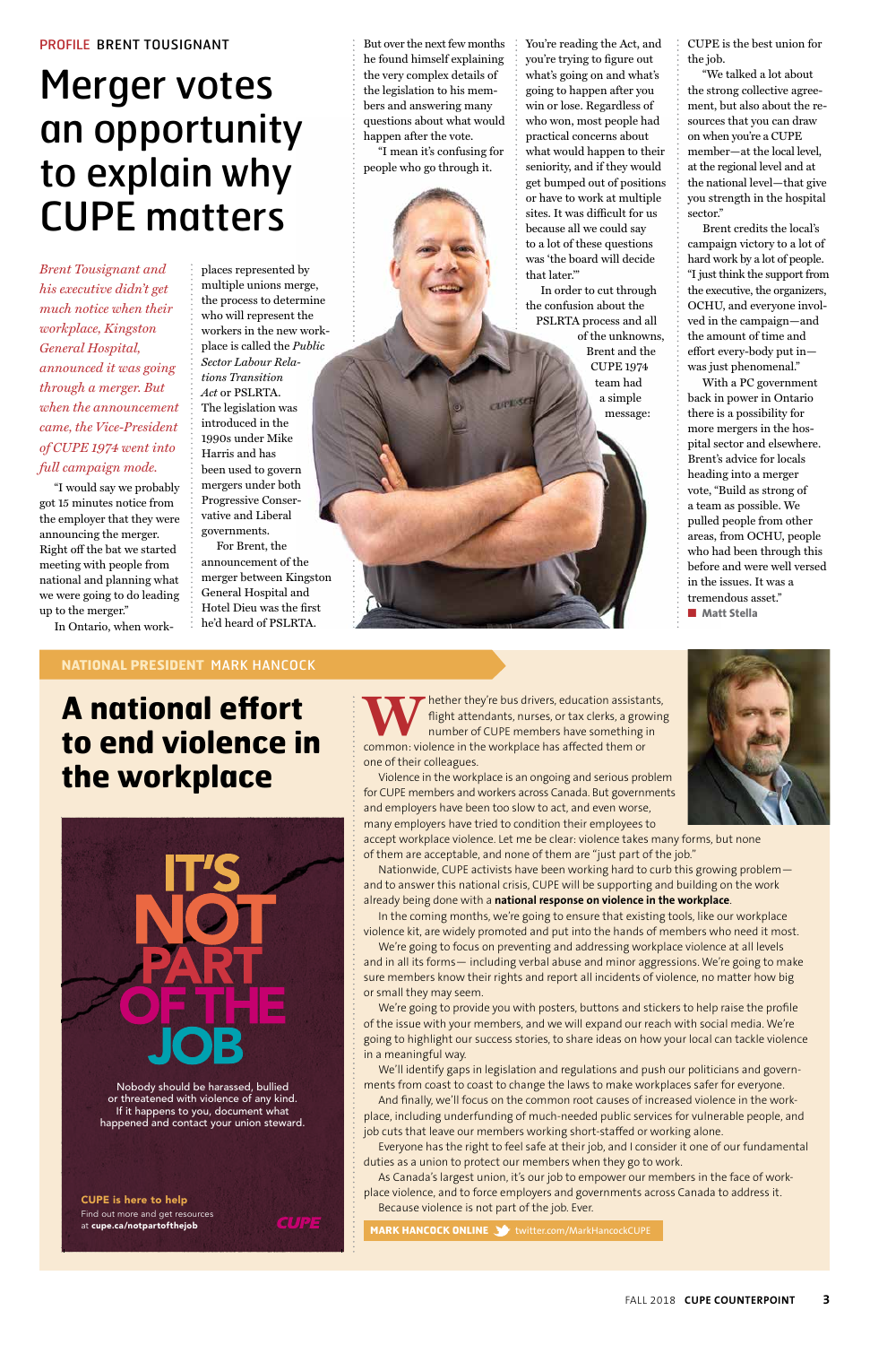PROFILE BRENT TOUSIGNANT

# Merger votes an opportunity to explain why CUPE matters

*Brent Tousignant and his executive didn't get much notice when their workplace, Kingston General Hospital, announced it was going through a merger. But when the announcement came, the Vice-President of CUPE 1974 went into full campaign mode.*

"I would say we probably got 15 minutes notice from the employer that they were announcing the merger. Right off the bat we started meeting with people from national and planning what we were going to do leading up to the merger."

In Ontario, when workplaces represented by multiple unions merge, the process to determine who will represent the workers in the new workplace is called the *Public Sector Labour Relations Transition Act* or PSLRTA. The legislation was introduced in the 1990s under Mike Harris and has been used to govern mergers under both Progressive Conservative and Liberal governments.

For Brent, the announcement of the merger between Kingston General Hospital and Hotel Dieu was the first he'd heard of PSLRTA. But over the next few months he found himself explaining the very complex details of the legislation to his members and answering many questions about what would happen after the vote.

"I mean it's confusing for people who go through it. You're reading the Act, and you're trying to figure out what's going on and what's going to happen after you win or lose. Regardless of who won, most people had practical concerns about what would happen to their seniority, and if they would get bumped out of positions or have to work at multiple sites. It was difficult for us because all we could say to a lot of these questions was 'the board will decide that later.'"

In order to cut through the confusion about the PSLRTA process and all of the unknowns, Brent and the CUPE 1974 team had a simple message: CUPE is the best union for the job.

"We talked a lot about the strong collective agreement, but also about the resources that you can draw on when you're a CUPE member—at the local level, at the regional level and at the national level—that give you strength in the hospital sector."

Brent credits the local's campaign victory to a lot of hard work by a lot of people. "I just think the support from the executive, the organizers, OCHU, and everyone involved in the campaign—and the amount of time and effort every-body put in—was just phenomenal."

With a PC government back in power in Ontario there is a possibility for more mergers in the hospital sector and elsewhere. Brent's advice for locals heading into a merger vote, "Build as strong of a team as possible. We pulled people from other areas, from OCHU, people who had been through this before and were well versed in the issues. It was a tremendous asset."

■ **Matt Stella**

NATIONAL PRESIDENT MARK HANCOCK

# A national effort to end violence in the workplace

Whether they're bus drivers, education assistants, flight attendants, nurses, or tax clerks, a growing number of CUPE members have something in common: violence in the workplace has affected them or one of their colleagues.

Violence in the workplace is an ongoing and serious problem for CUPE members and workers across Canada. But governments and employers have been too slow to act, and even worse, many employers have tried to condition their employees to accept workplace violence. Let me be clear: violence takes many forms, but none of them are acceptable, and none of them are "just part of the job."

Nationwide, CUPE activists have been working hard to curb this growing problem—and to answer this national crisis, CUPE will be supporting and building on the work already being done with a **national response on violence in the workplace**.

In the coming months, we're going to ensure that existing tools, like our workplace violence kit, are widely promoted and put into the hands of members who need it most.

We're going to focus on preventing and addressing workplace violence at all levels and in all its forms— including verbal abuse and minor aggressions. We're going to make sure members know their rights and report all incidents of violence, no matter how big or small they may seem.

We're going to provide you with posters, buttons and stickers to help raise the profile of the issue with your members, and we will expand our reach with social media. We're going to highlight our success stories, to share ideas on how your local can tackle violence in a meaningful way.

We'll identify gaps in legislation and regulations and push our politicians and governments from coast to coast to change the laws to make workplaces safer for everyone.

And finally, we'll focus on the common root causes of increased violence in the workplace, including underfunding of much-needed public services for vulnerable people, and job cuts that leave our members working short-staffed or working alone.

Everyone has the right to feel safe at their job, and I consider it one of our fundamental duties as a union to protect our members when they go to work.

As Canada's largest union, it's our job to empower our members in the face of workplace violence, and to force employers and governments across Canada to address it.

Because violence is not part of the job. Ever.

**MARK HANCOCK ONLINE** twitter.com/MarkHancockCUPE

IT'S NOT PART OF THE JOB

Nobody should be harassed, bullied or threatened with violence of any kind. If it happens to you, document what happened and contact your union steward.

**CUPE is here to help**
Find out more and get resources at **cupe.ca/notpartofthejob**

CUPE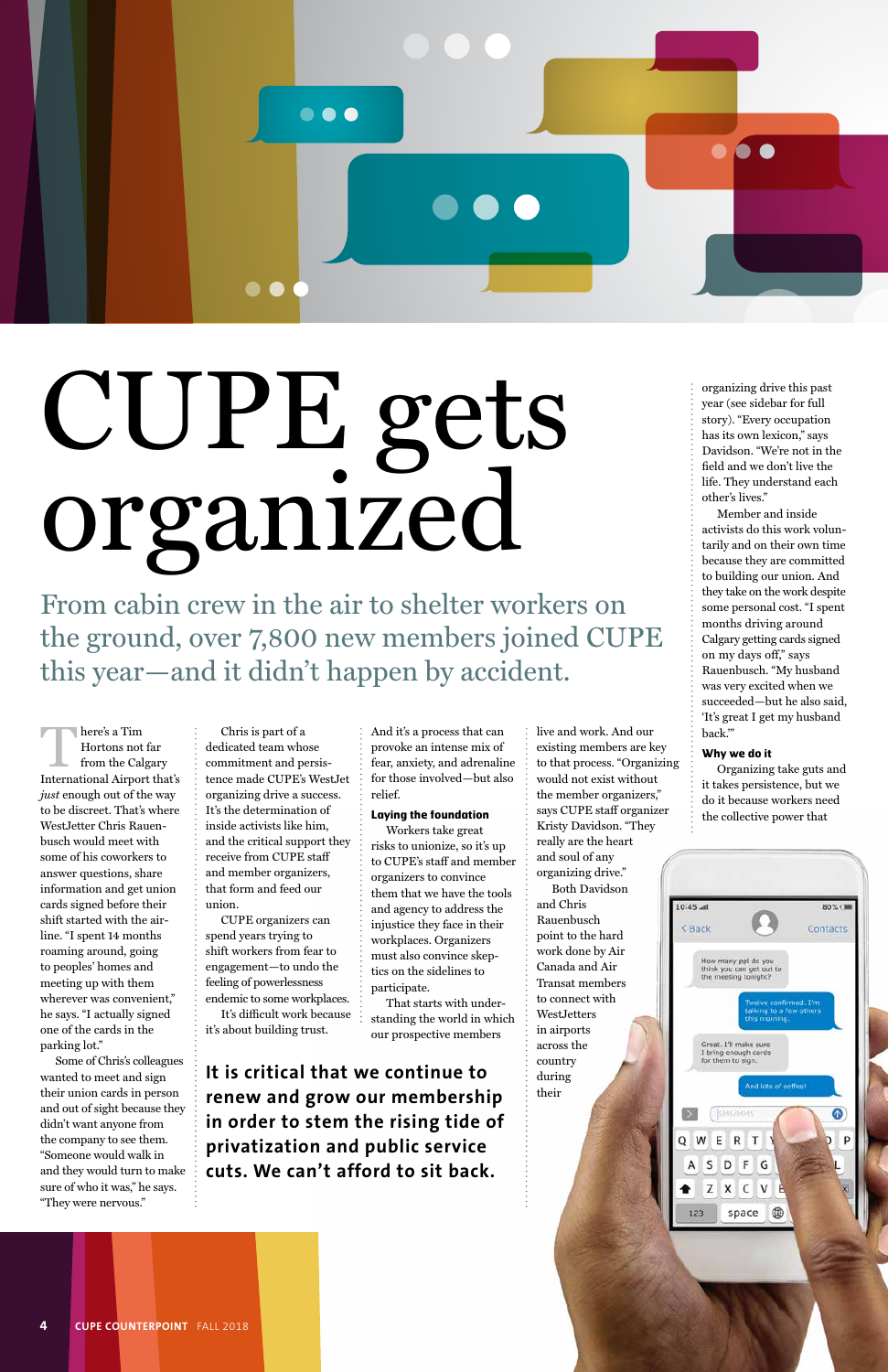# CUPE gets organized

From cabin crew in the air to shelter workers on the ground, over 7,800 new members joined CUPE this year—and it didn't happen by accident.

There's a Tim Hortons not far from the Calgary International Airport that's *just* enough out of the way to be discreet. That's where WestJetter Chris Rauenbusch would meet with some of his coworkers to answer questions, share information and get union cards signed before their shift started with the airline. "I spent 14 months roaming around, going to peoples' homes and meeting up with them wherever was convenient," he says. "I actually signed one of the cards in the parking lot."

Some of Chris's colleagues wanted to meet and sign their union cards in person and out of sight because they didn't want anyone from the company to see them. "Someone would walk in and they would turn to make sure of who it was," he says. "They were nervous."

Chris is part of a dedicated team whose commitment and persistence made CUPE's WestJet organizing drive a success. It's the determination of inside activists like him, and the critical support they receive from CUPE staff and member organizers, that form and feed our union.

CUPE organizers can spend years trying to shift workers from fear to engagement—to undo the feeling of powerlessness endemic to some workplaces. It's difficult work because it's about building trust.

And it's a process that can provoke an intense mix of fear, anxiety, and adrenaline for those involved—but also relief.

**Laying the foundation**

Workers take great risks to unionize, so it's up to CUPE's staff and member organizers to convince them that we have the tools and agency to address the injustice they face in their workplaces. Organizers must also convince skeptics on the sidelines to participate.

That starts with understanding the world in which our prospective members live and work. And our existing members are key to that process. "Organizing would not exist without the member organizers," says CUPE staff organizer Kristy Davidson. "They really are the heart and soul of any organizing drive."

Both Davidson and Chris Rauenbusch point to the hard work done by Air Canada and Air Transat members to connect with WestJetters in airports across the country during their organizing drive this past year (see sidebar for full story). "Every occupation has its own lexicon," says Davidson. "We're not in the field and we don't live the life. They understand each other's lives."

Member and inside activists do this work voluntarily and on their own time because they are committed to building our union. And they take on the work despite some personal cost. "I spent months driving around Calgary getting cards signed on my days off," says Rauenbusch. "My husband was very excited when we succeeded—but he also said, 'It's great I get my husband back.'"

**It is critical that we continue to renew and grow our membership in order to stem the rising tide of privatization and public service cuts. We can't afford to sit back.**

**Why we do it**

Organizing take guts and it takes persistence, but we do it because workers need the collective power that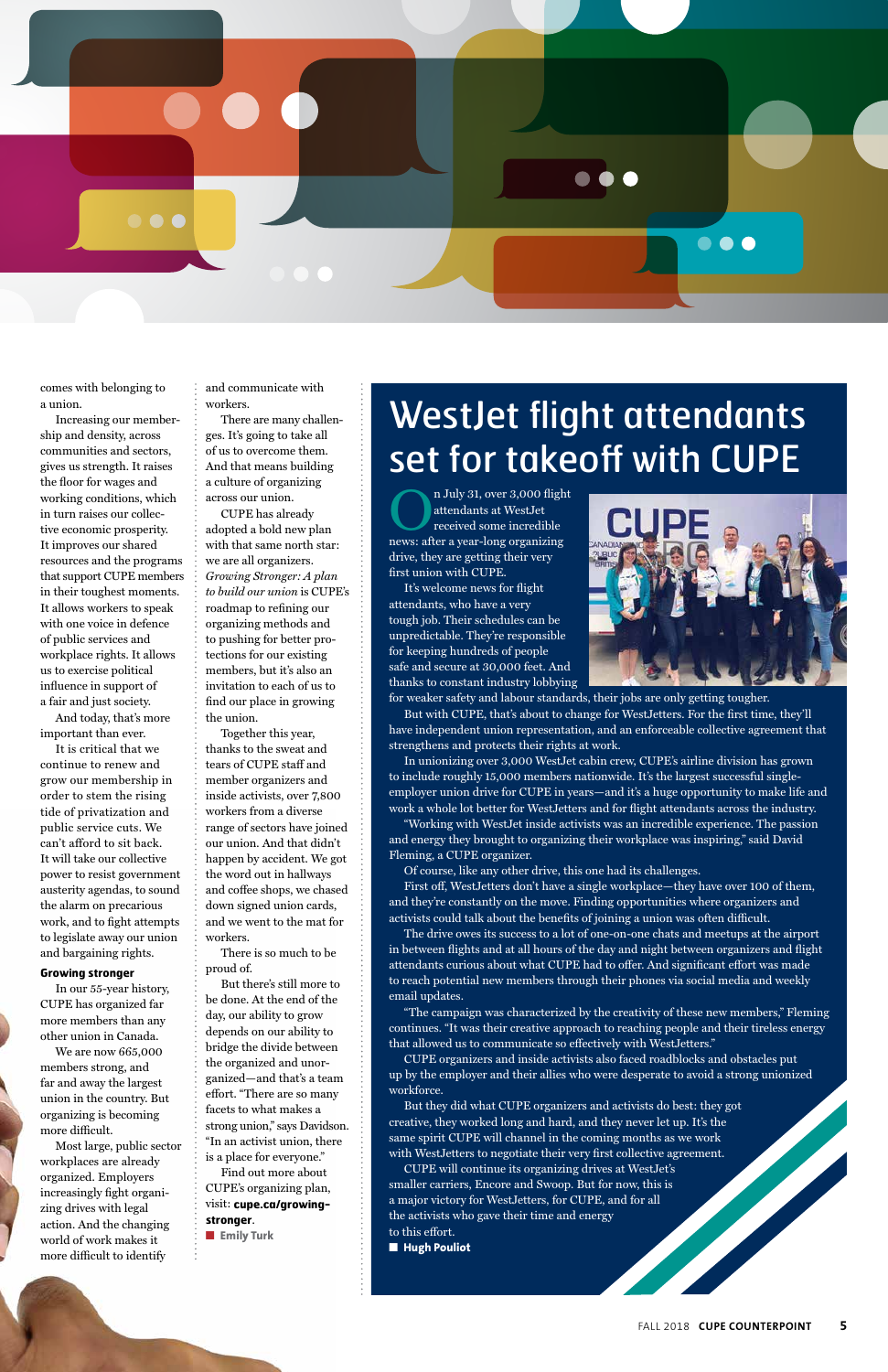comes with belonging to a union.

Increasing our membership and density, across communities and sectors, gives us strength. It raises the floor for wages and working conditions, which in turn raises our collective economic prosperity. It improves our shared resources and the programs that support CUPE members in their toughest moments. It allows workers to speak with one voice in defence of public services and workplace rights. It allows us to exercise political influence in support of a fair and just society.

And today, that's more important than ever.

It is critical that we continue to renew and grow our membership in order to stem the rising tide of privatization and public service cuts. We can't afford to sit back. It will take our collective power to resist government austerity agendas, to sound the alarm on precarious work, and to fight attempts to legislate away our union and bargaining rights.

**Growing stronger**

In our 55-year history, CUPE has organized far more members than any other union in Canada.

We are now 665,000 members strong, and far and away the largest union in the country. But organizing is becoming more difficult.

Most large, public sector workplaces are already organized. Employers increasingly fight organizing drives with legal action. And the changing world of work makes it more difficult to identify and communicate with workers.

There are many challenges. It's going to take all of us to overcome them. And that means building a culture of organizing across our union.

CUPE has already adopted a bold new plan with that same north star: we are all organizers. *Growing Stronger: A plan to build our union* is CUPE's roadmap to refining our organizing methods and to pushing for better protections for our existing members, but it's also an invitation to each of us to find our place in growing the union.

Together this year, thanks to the sweat and tears of CUPE staff and member organizers and inside activists, over 7,800 workers from a diverse range of sectors have joined our union. And that didn't happen by accident. We got the word out in hallways and coffee shops, we chased down signed union cards, and we went to the mat for workers.

There is so much to be proud of.

But there's still more to be done. At the end of the day, our ability to grow depends on our ability to bridge the divide between the organized and unorganized—and that's a team effort. "There are so many facets to what makes a strong union," says Davidson. "In an activist union, there is a place for everyone."

Find out more about CUPE's organizing plan, visit: **cupe.ca/growing-stronger**.

■ **Emily Turk**

# WestJet flight attendants set for takeoff with CUPE

On July 31, over 3,000 flight attendants at WestJet received some incredible news: after a year-long organizing drive, they are getting their very first union with CUPE.

It's welcome news for flight attendants, who have a very tough job. Their schedules can be unpredictable. They're responsible for keeping hundreds of people safe and secure at 30,000 feet. And thanks to constant industry lobbying for weaker safety and labour standards, their jobs are only getting tougher.

But with CUPE, that's about to change for WestJetters. For the first time, they'll have independent union representation, and an enforceable collective agreement that strengthens and protects their rights at work.

In unionizing over 3,000 WestJet cabin crew, CUPE's airline division has grown to include roughly 15,000 members nationwide. It's the largest successful single-employer union drive for CUPE in years—and it's a huge opportunity to make life and work a whole lot better for WestJetters and for flight attendants across the industry.

"Working with WestJet inside activists was an incredible experience. The passion and energy they brought to organizing their workplace was inspiring," said David Fleming, a CUPE organizer.

Of course, like any other drive, this one had its challenges.

First off, WestJetters don't have a single workplace—they have over 100 of them, and they're constantly on the move. Finding opportunities where organizers and activists could talk about the benefits of joining a union was often difficult.

The drive owes its success to a lot of one-on-one chats and meetups at the airport in between flights and at all hours of the day and night between organizers and flight attendants curious about what CUPE had to offer. And significant effort was made to reach potential new members through their phones via social media and weekly email updates.

"The campaign was characterized by the creativity of these new members," Fleming continues. "It was their creative approach to reaching people and their tireless energy that allowed us to communicate so effectively with WestJetters."

CUPE organizers and inside activists also faced roadblocks and obstacles put up by the employer and their allies who were desperate to avoid a strong unionized workforce.

But they did what CUPE organizers and activists do best: they got creative, they worked long and hard, and they never let up. It's the same spirit CUPE will channel in the coming months as we work with WestJetters to negotiate their very first collective agreement.

CUPE will continue its organizing drives at WestJet's smaller carriers, Encore and Swoop. But for now, this is a major victory for WestJetters, for CUPE, and for all the activists who gave their time and energy to this effort.

■ **Hugh Pouliot**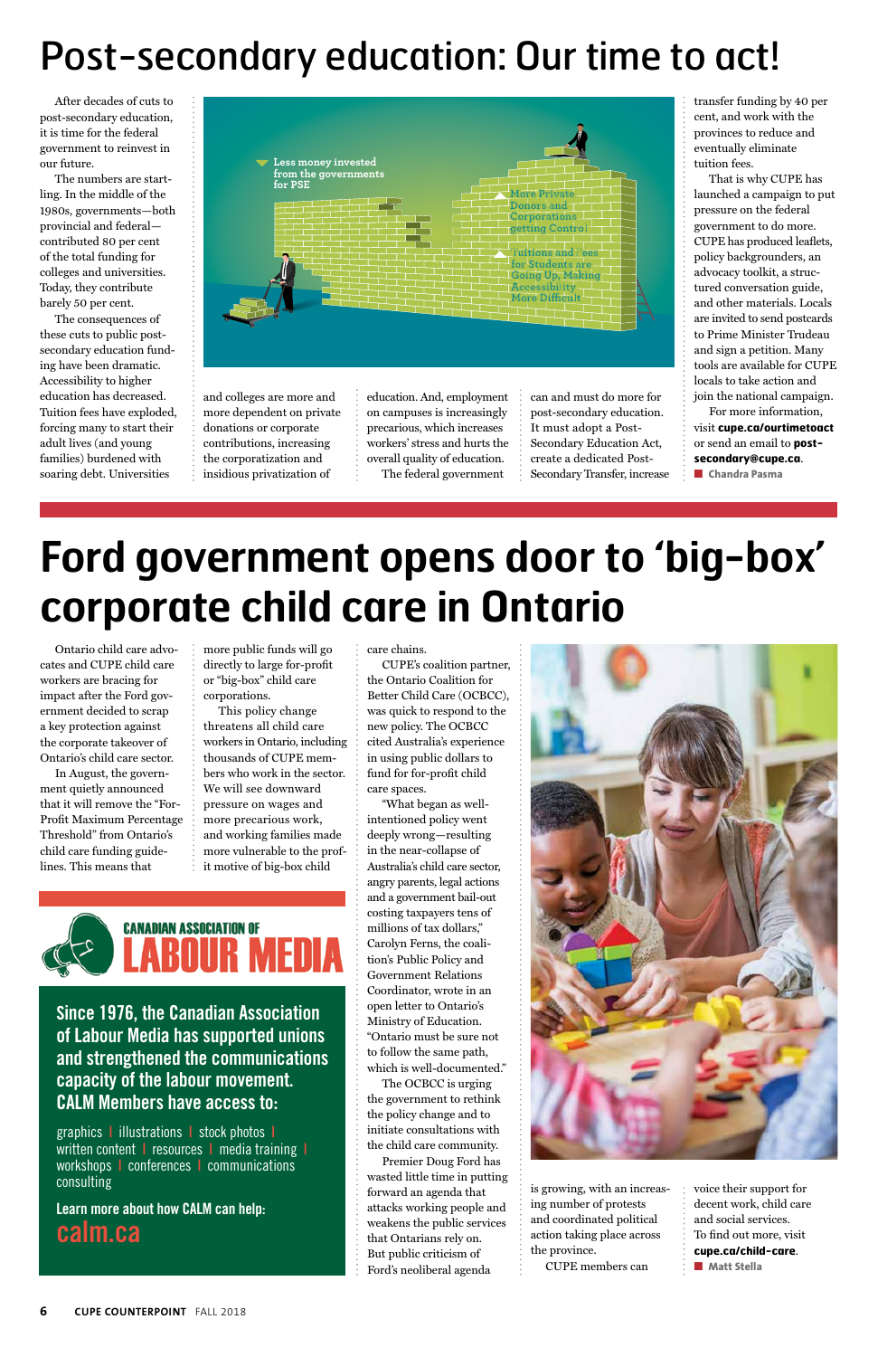# Post-secondary education: Our time to act!

After decades of cuts to post-secondary education, it is time for the federal government to reinvest in our future.

The numbers are startling. In the middle of the 1980s, governments—both provincial and federal—contributed 80 per cent of the total funding for colleges and universities. Today, they contribute barely 50 per cent.

The consequences of these cuts to public post-secondary education funding have been dramatic. Accessibility to higher education has decreased. Tuition fees have exploded, forcing many to start their adult lives (and young families) burdened with soaring debt. Universities and colleges are more and more dependent on private donations or corporate contributions, increasing the corporatization and insidious privatization of education. And, employment on campuses is increasingly precarious, which increases workers' stress and hurts the overall quality of education.

The federal government can and must do more for post-secondary education. It must adopt a Post-Secondary Education Act, create a dedicated Post-Secondary Transfer, increase transfer funding by 40 per cent, and work with the provinces to reduce and eventually eliminate tuition fees.

That is why CUPE has launched a campaign to put pressure on the federal government to do more. CUPE has produced leaflets, policy backgrounders, an advocacy toolkit, a structured conversation guide, and other materials. Locals are invited to send postcards to Prime Minister Trudeau and sign a petition. Many tools are available for CUPE locals to take action and join the national campaign.

For more information, visit **cupe.ca/ourtimetoact** or send an email to **post-secondary@cupe.ca**.

■ **Chandra Pasma**

# Ford government opens door to 'big-box' corporate child care in Ontario

Ontario child care advocates and CUPE child care workers are bracing for impact after the Ford government decided to scrap a key protection against the corporate takeover of Ontario's child care sector.

In August, the government quietly announced that it will remove the "For-Profit Maximum Percentage Threshold" from Ontario's child care funding guidelines. This means that more public funds will go directly to large for-profit or "big-box" child care corporations.

This policy change threatens all child care workers in Ontario, including thousands of CUPE members who work in the sector. We will see downward pressure on wages and more precarious work, and working families made more vulnerable to the profit motive of big-box child care chains.

CUPE's coalition partner, the Ontario Coalition for Better Child Care (OCBCC), was quick to respond to the new policy. The OCBCC cited Australia's experience in using public dollars to fund for for-profit child care spaces.

"What began as well-intentioned policy went deeply wrong—resulting in the near-collapse of Australia's child care sector, angry parents, legal actions and a government bail-out costing taxpayers tens of millions of tax dollars," Carolyn Ferns, the coalition's Public Policy and Government Relations Coordinator, wrote in an open letter to Ontario's Ministry of Education. "Ontario must be sure not to follow the same path, which is well-documented."

The OCBCC is urging the government to rethink the policy change and to initiate consultations with the child care community.

Premier Doug Ford has wasted little time in putting forward an agenda that attacks working people and weakens the public services that Ontarians rely on. But public criticism of Ford's neoliberal agenda is growing, with an increasing number of protests and coordinated political action taking place across the province.

CUPE members can voice their support for decent work, child care and social services. To find out more, visit **cupe.ca/child-care**.

■ **Matt Stella**

---

**CANADIAN ASSOCIATION OF LABOUR MEDIA**

**Since 1976, the Canadian Association of Labour Media has supported unions and strengthened the communications capacity of the labour movement. CALM Members have access to:**

graphics | illustrations | stock photos | written content | resources | media training | workshops | conferences | communications consulting

**Learn more about how CALM can help:**

**calm.ca**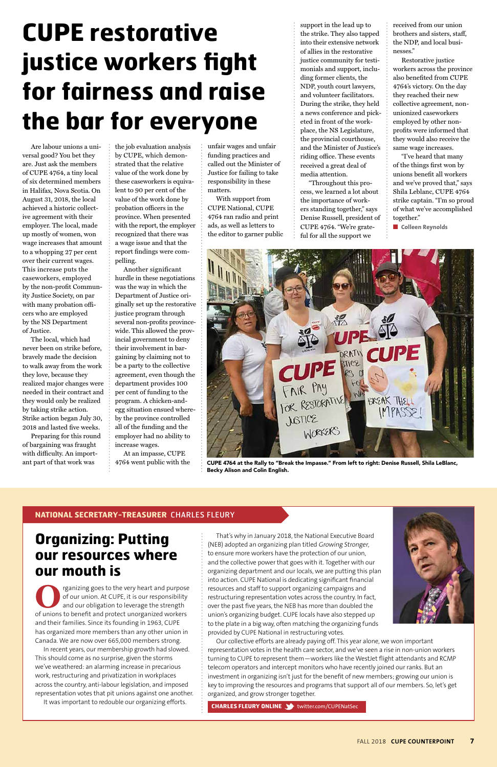# CUPE restorative justice workers fight for fairness and raise the bar for everyone

Are labour unions a universal good? You bet they are. Just ask the members of CUPE 4764, a tiny local of six determined members in Halifax, Nova Scotia. On August 31, 2018, the local achieved a historic collective agreement with their employer. The local, made up mostly of women, won wage increases that amount to a whopping 27 per cent over their current wages. This increase puts the caseworkers, employed by the non-profit Community Justice Society, on par with many probation officers who are employed by the NS Department of Justice.

The local, which had never been on strike before, bravely made the decision to walk away from the work they love, because they realized major changes were needed in their contract and they would only be realized by taking strike action. Strike action began July 30, 2018 and lasted five weeks.

Preparing for this round of bargaining was fraught with difficulty. An important part of that work was the job evaluation analysis by CUPE, which demonstrated that the relative value of the work done by these caseworkers is equivalent to 90 per cent of the value of the work done by probation officers in the province. When presented with the report, the employer recognized that there was a wage issue and that the report findings were compelling.

Another significant hurdle in these negotiations was the way in which the Department of Justice originally set up the restorative justice program through several non-profits province-wide. This allowed the provincial government to deny their involvement in bargaining by claiming not to be a party to the collective agreement, even though the department provides 100 per cent of funding to the program. A chicken-and-egg situation ensued whereby the province controlled all of the funding and the employer had no ability to increase wages.

At an impasse, CUPE 4764 went public with the unfair wages and unfair funding practices and called out the Minister of Justice for failing to take responsibility in these matters.

With support from CUPE National, CUPE 4764 ran radio and print ads, as well as letters to the editor to garner public support in the lead up to the strike. They also tapped into their extensive network of allies in the restorative justice community for testimonials and support, including former clients, the NDP, youth court lawyers, and volunteer facilitators. During the strike, they held a news conference and picketed in front of the workplace, the NS Legislature, the provincial courthouse, and the Minister of Justice's riding office. These events received a great deal of media attention.

"Throughout this process, we learned a lot about the importance of workers standing together," says Denise Russell, president of CUPE 4764. "We're grateful for all the support we received from our union brothers and sisters, staff, the NDP, and local businesses."

Restorative justice workers across the province also benefited from CUPE 4764's victory. On the day they reached their new collective agreement, non-unionized caseworkers employed by other non-profits were informed that they would also receive the same wage increases.

"I've heard that many of the things first won by unions benefit all workers and we've proved that," says Shila Leblanc, CUPE 4764 strike captain. "I'm so proud of what we've accomplished together."

**Colleen Reynolds**

CUPE 4764 at the Rally to "Break the Impasse." From left to right: Denise Russell, Shila LeBlanc, Becky Alison and Colin English.

---

**NATIONAL SECRETARY-TREASURER** CHARLES FLEURY

## Organizing: Putting our resources where our mouth is

Organizing goes to the very heart and purpose of our union. At CUPE, it is our responsibility and our obligation to leverage the strength of unions to benefit and protect unorganized workers and their families. Since its founding in 1963, CUPE has organized more members than any other union in Canada. We are now over 665,000 members strong.

In recent years, our membership growth had slowed. This should come as no surprise, given the storms we've weathered: an alarming increase in precarious work, restructuring and privatization in workplaces across the country, anti-labour legislation, and imposed representation votes that pit unions against one another.

It was important to redouble our organizing efforts.

That's why in January 2018, the National Executive Board (NEB) adopted an organizing plan titled *Growing Stronger*, to ensure more workers have the protection of our union, and the collective power that goes with it. Together with our organizing department and our locals, we are putting this plan into action. CUPE National is dedicating significant financial resources and staff to support organizing campaigns and restructuring representation votes across the country. In fact, over the past five years, the NEB has more than doubled the union's organizing budget. CUPE locals have also stepped up to the plate in a big way, often matching the organizing funds provided by CUPE National in restructuring votes.

Our collective efforts are already paying off. This year alone, we won important representation votes in the health care sector, and we've seen a rise in non-union workers turning to CUPE to represent them—workers like the WestJet flight attendants and RCMP telecom operators and intercept monitors who have recently joined our ranks. But an investment in organizing isn't just for the benefit of new members; growing our union is key to improving the resources and programs that support all of our members. So, let's get organized, and grow stronger together.

**CHARLES FLEURY ONLINE** twitter.com/CUPENatSec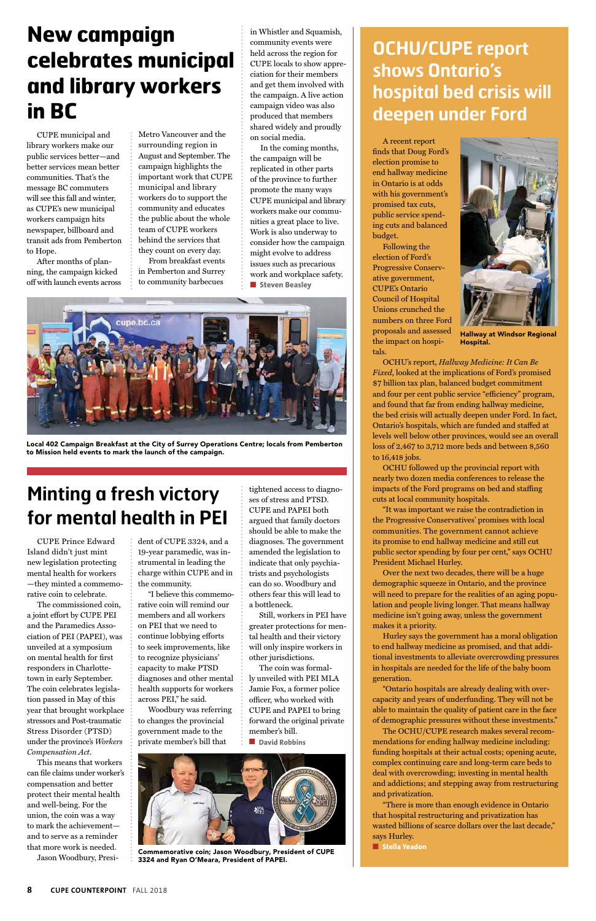# New campaign celebrates municipal and library workers in BC

CUPE municipal and library workers make our public services better—and better services mean better communities. That's the message BC commuters will see this fall and winter, as CUPE's new municipal workers campaign hits newspaper, billboard and transit ads from Pemberton to Hope.

After months of planning, the campaign kicked off with launch events across Metro Vancouver and the surrounding region in August and September. The campaign highlights the important work that CUPE municipal and library workers do to support the community and educates the public about the whole team of CUPE workers behind the services that they count on every day.

From breakfast events in Pemberton and Surrey to community barbecues in Whistler and Squamish, community events were held across the region for CUPE locals to show appreciation for their members and get them involved with the campaign. A live action campaign video was also produced that members shared widely and proudly on social media.

In the coming months, the campaign will be replicated in other parts of the province to further promote the many ways CUPE municipal and library workers make our communities a great place to live. Work is also underway to consider how the campaign might evolve to address issues such as precarious work and workplace safety.

■ **Steven Beasley**

Local 402 Campaign Breakfast at the City of Surrey Operations Centre; locals from Pemberton to Mission held events to mark the launch of the campaign.

# Minting a fresh victory for mental health in PEI

CUPE Prince Edward Island didn't just mint new legislation protecting mental health for workers—they minted a commemorative coin to celebrate.

The commissioned coin, a joint effort by CUPE PEI and the Paramedics Association of PEI (PAPEI), was unveiled at a symposium on mental health for first responders in Charlottetown in early September. The coin celebrates legislation passed in May of this year that brought workplace stressors and Post-traumatic Stress Disorder (PTSD) under the province's *Workers Compensation Act*.

This means that workers can file claims under worker's compensation and better protect their mental health and well-being. For the union, the coin was a way to mark the achievement—and to serve as a reminder that more work is needed.

Jason Woodbury, President of CUPE 3324, and a 19-year paramedic, was instrumental in leading the charge within CUPE and in the community.

"I believe this commemorative coin will remind our members and all workers on PEI that we need to continue lobbying efforts to seek improvements, like to recognize physicians' capacity to make PTSD diagnoses and other mental health supports for workers across PEI," he said.

Woodbury was referring to changes the provincial government made to the private member's bill that tightened access to diagnoses of stress and PTSD. CUPE and PAPEI both argued that family doctors should be able to make the diagnoses. The government amended the legislation to indicate that only psychiatrists and psychologists can do so. Woodbury and others fear this will lead to a bottleneck.

Still, workers in PEI have greater protections for mental health and their victory will only inspire workers in other jurisdictions.

The coin was formally unveiled with PEI MLA Jamie Fox, a former police officer, who worked with CUPE and PAPEI to bring forward the original private member's bill.

■ **David Robbins**

Commemorative coin; Jason Woodbury, President of CUPE 3324 and Ryan O'Meara, President of PAPEI.

# OCHU/CUPE report shows Ontario's hospital bed crisis will deepen under Ford

A recent report finds that Doug Ford's election promise to end hallway medicine in Ontario is at odds with his government's promised tax cuts, public service spending cuts and balanced budget.

Following the election of Ford's Progressive Conservative government, CUPE's Ontario Council of Hospital Unions crunched the numbers on three Ford proposals and assessed the impact on hospitals.

Hallway at Windsor Regional Hospital.

OCHU's report, *Hallway Medicine: It Can Be Fixed*, looked at the implications of Ford's promised $7 billion tax plan, balanced budget commitment and four per cent public service "efficiency" program, and found that far from ending hallway medicine, the bed crisis will actually deepen under Ford. In fact, Ontario's hospitals, which are funded and staffed at levels well below other provinces, would see an overall loss of 2,467 to 3,712 more beds and between 8,560 to 16,418 jobs.

OCHU followed up the provincial report with nearly two dozen media conferences to release the impacts of the Ford programs on bed and staffing cuts at local community hospitals.

"It was important we raise the contradiction in the Progressive Conservatives' promises with local communities. The government cannot achieve its promise to end hallway medicine and still cut public sector spending by four per cent," says OCHU President Michael Hurley.

Over the next two decades, there will be a huge demographic squeeze in Ontario, and the province will need to prepare for the realities of an aging population and people living longer. That means hallway medicine isn't going away, unless the government makes it a priority.

Hurley says the government has a moral obligation to end hallway medicine as promised, and that additional investments to alleviate overcrowding pressures in hospitals are needed for the life of the baby boom generation.

"Ontario hospitals are already dealing with overcapacity and years of underfunding. They will not be able to maintain the quality of patient care in the face of demographic pressures without these investments."

The OCHU/CUPE research makes several recommendations for ending hallway medicine including: funding hospitals at their actual costs; opening acute, complex continuing care and long-term care beds to deal with overcrowding; investing in mental health and addictions; and stepping away from restructuring and privatization.

"There is more than enough evidence in Ontario that hospital restructuring and privatization has wasted billions of scarce dollars over the last decade," says Hurley.

■ **Stella Yeadon**